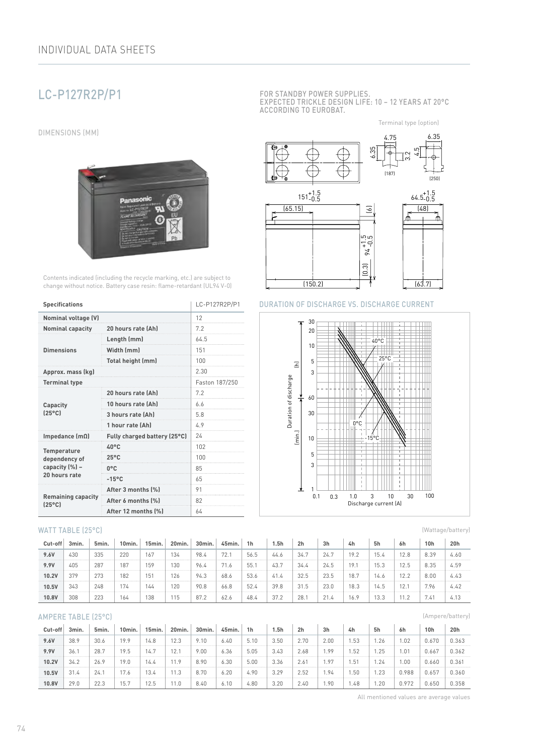# LC-P127R2P/P1

FOR STANDBY POWER SUPPLIES.
EXPECTED TRICKLE DESIGN LIFE: 10 – 12 YEARS AT 20°C ACCORDING TO EUROBAT.

## DIMENSIONS (MM)

Terminal type (option)

Contents indicated (including the recycle marking, etc.) are subject to change without notice. Battery case resin: flame-retardant (UL94 V-0)

| Specifications | | LC-P127R2P/P1 |
|---|---|---|
| Nominal voltage (V) | | 12 |
| Nominal capacity | 20 hours rate (Ah) | 7.2 |
| Dimensions | Length (mm) | 64.5 |
| | Width (mm) | 151 |
| | Total height (mm) | 100 |
| Approx. mass (kg) | | 2.30 |
| Terminal type | | Faston 187/250 |
| Capacity (25°C) | 20 hours rate (Ah) | 7.2 |
| | 10 hours rate (Ah) | 6.6 |
| | 3 hours rate (Ah) | 5.8 |
| | 1 hour rate (Ah) | 4.9 |
| Impedance (mΩ) | Fully charged battery (25°C) | 24 |
| Temperature dependency of capacity (%) – 20 hours rate | 40°C | 102 |
| | 25°C | 100 |
| | 0°C | 85 |
| | -15°C | 65 |
| Remaining capacity (25°C) | After 3 months (%) | 91 |
| | After 6 months (%) | 82 |
| | After 12 months (%) | 64 |

## DURATION OF DISCHARGE VS. DISCHARGE CURRENT

## WATT TABLE (25°C)

(Wattage/battery)

| Cut-off | 3min. | 5min. | 10min. | 15min. | 20min. | 30min. | 45min. | 1h | 1.5h | 2h | 3h | 4h | 5h | 6h | 10h | 20h |
|---|---|---|---|---|---|---|---|---|---|---|---|---|---|---|---|---|
| 9.6V | 430 | 335 | 220 | 167 | 134 | 98.4 | 72.1 | 56.5 | 44.6 | 34.7 | 24.7 | 19.2 | 15.4 | 12.8 | 8.39 | 4.60 |
| 9.9V | 405 | 287 | 187 | 159 | 130 | 96.4 | 71.6 | 55.1 | 43.7 | 34.4 | 24.5 | 19.1 | 15.3 | 12.5 | 8.35 | 4.59 |
| 10.2V | 379 | 273 | 182 | 151 | 126 | 94.3 | 68.6 | 53.6 | 41.4 | 32.5 | 23.5 | 18.7 | 14.6 | 12.2 | 8.00 | 4.43 |
| 10.5V | 343 | 248 | 174 | 144 | 120 | 90.8 | 66.8 | 52.4 | 39.8 | 31.5 | 23.0 | 18.3 | 14.5 | 12.1 | 7.96 | 4.42 |
| 10.8V | 308 | 223 | 164 | 138 | 115 | 87.2 | 62.6 | 48.4 | 37.2 | 28.1 | 21.4 | 16.9 | 13.3 | 11.2 | 7.41 | 4.13 |

## AMPERE TABLE (25°C)

(Ampere/battery)

| Cut-off | 3min. | 5min. | 10min. | 15min. | 20min. | 30min. | 45min. | 1h | 1.5h | 2h | 3h | 4h | 5h | 6h | 10h | 20h |
|---|---|---|---|---|---|---|---|---|---|---|---|---|---|---|---|---|
| 9.6V | 38.9 | 30.6 | 19.9 | 14.8 | 12.3 | 9.10 | 6.40 | 5.10 | 3.50 | 2.70 | 2.00 | 1.53 | 1.26 | 1.02 | 0.670 | 0.363 |
| 9.9V | 36.1 | 28.7 | 19.5 | 14.7 | 12.1 | 9.00 | 6.36 | 5.05 | 3.43 | 2.68 | 1.99 | 1.52 | 1.25 | 1.01 | 0.667 | 0.362 |
| 10.2V | 34.2 | 26.9 | 19.0 | 14.4 | 11.9 | 8.90 | 6.30 | 5.00 | 3.36 | 2.61 | 1.97 | 1.51 | 1.24 | 1.00 | 0.660 | 0.361 |
| 10.5V | 31.4 | 24.1 | 17.6 | 13.4 | 11.3 | 8.70 | 6.20 | 4.90 | 3.29 | 2.52 | 1.94 | 1.50 | 1.23 | 0.988 | 0.657 | 0.360 |
| 10.8V | 29.0 | 22.3 | 15.7 | 12.5 | 11.0 | 8.40 | 6.10 | 4.80 | 3.20 | 2.40 | 1.90 | 1.48 | 1.20 | 0.972 | 0.650 | 0.358 |

All mentioned values are average values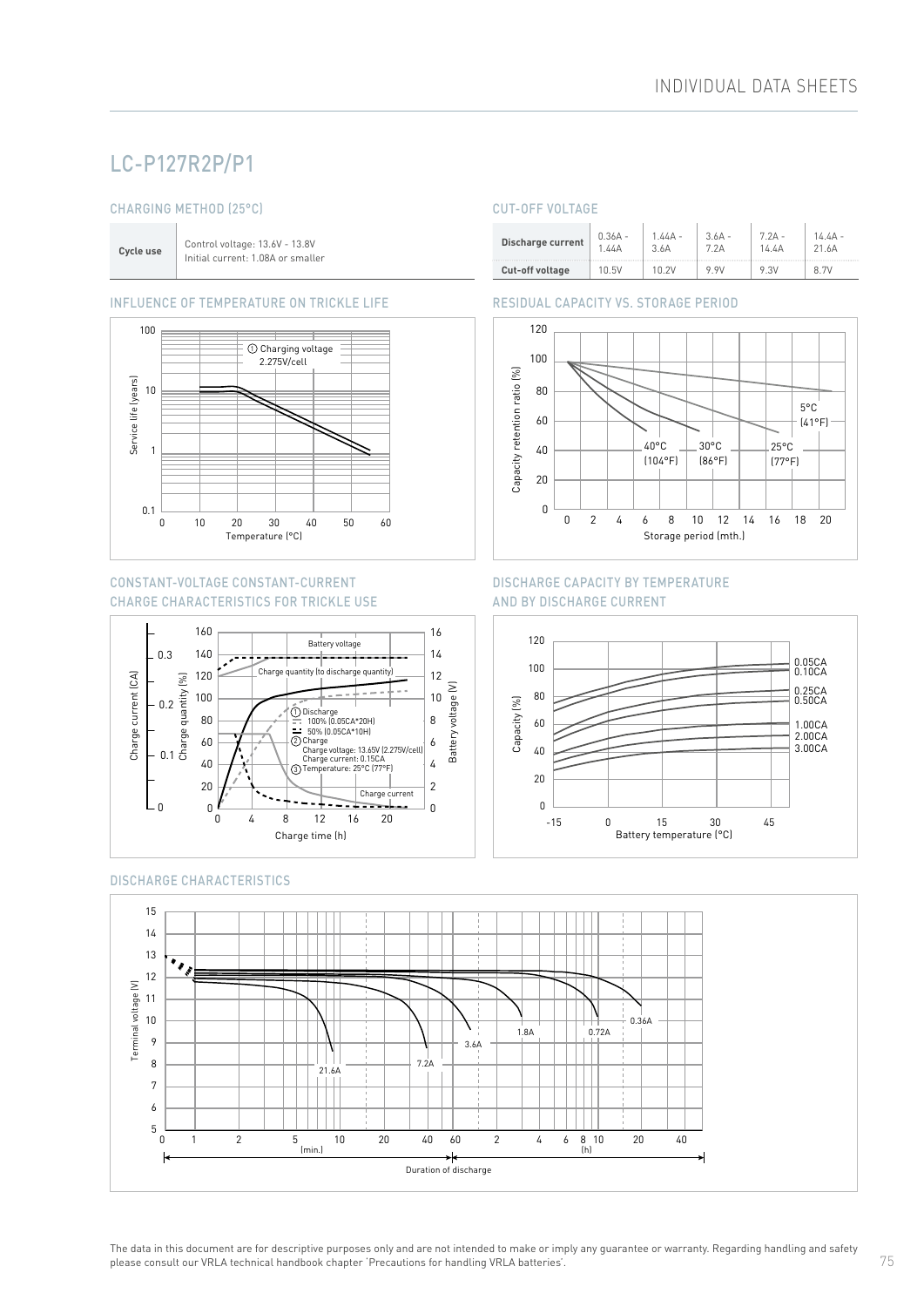# LC-P127R2P/P1

## CHARGING METHOD (25°C)

| | |
|---|---|
| **Cycle use** | Control voltage: 13.6V - 13.8V<br>Initial current: 1.08A or smaller |

## CUT-OFF VOLTAGE

| Discharge current | 0.36A - 1.44A | 1.44A - 3.6A | 3.6A - 7.2A | 7.2A - 14.4A | 14.4A - 21.6A |
|---|---|---|---|---|---|
| Cut-off voltage | 10.5V | 10.2V | 9.9V | 9.3V | 8.7V |

## INFLUENCE OF TEMPERATURE ON TRICKLE LIFE

① Charging voltage 2.275V/cell

Service life (years)

100
10
1
0.1

Temperature (°C)

0 10 20 30 40 50 60

## RESIDUAL CAPACITY VS. STORAGE PERIOD

Capacity retention ratio (%)

120 100 80 60 40 20 0

5°C (41°F)
40°C (104°F)
30°C (86°F)
25°C (77°F)

Storage period (mth.)

0 2 4 6 8 10 12 14 16 18 20

## CONSTANT-VOLTAGE CONSTANT-CURRENT CHARGE CHARACTERISTICS FOR TRICKLE USE

Charge current (CA): 0 0.1 0.2 0.3

Charge quantity (%): 0 20 40 60 80 100 120 140 160

Battery voltage (V): 0 2 4 6 8 10 12 14 16

Battery voltage

Charge quantity (to discharge quantity)

① Discharge
100% (0.05CA*20H)
50% (0.05CA*10H)
② Charge
Charge voltage: 13.65V (2.275V/cell)
Charge current: 0.15CA
③ Temperature: 25°C (77°F)

Charge current

Charge time (h)

0 4 8 12 16 20

## DISCHARGE CAPACITY BY TEMPERATURE AND BY DISCHARGE CURRENT

Capacity (%)

120 100 80 60 40 20 0

0.05CA
0.10CA
0.25CA
0.50CA
1.00CA
2.00CA
3.00CA

Battery temperature (°C)

-15 0 15 30 45

## DISCHARGE CHARACTERISTICS

Terminal voltage (V)

15 14 13 12 11 10 9 8 7 6 5

21.6A
7.2A
3.6A
1.8A
0.72A
0.36A

0 1 2 5 10 20 40 60 2 4 6 8 10 20 40

(min.) (h)

Duration of discharge

The data in this document are for descriptive purposes only and are not intended to make or imply any guarantee or warranty. Regarding handling and safety please consult our VRLA technical handbook chapter 'Precautions for handling VRLA batteries'.